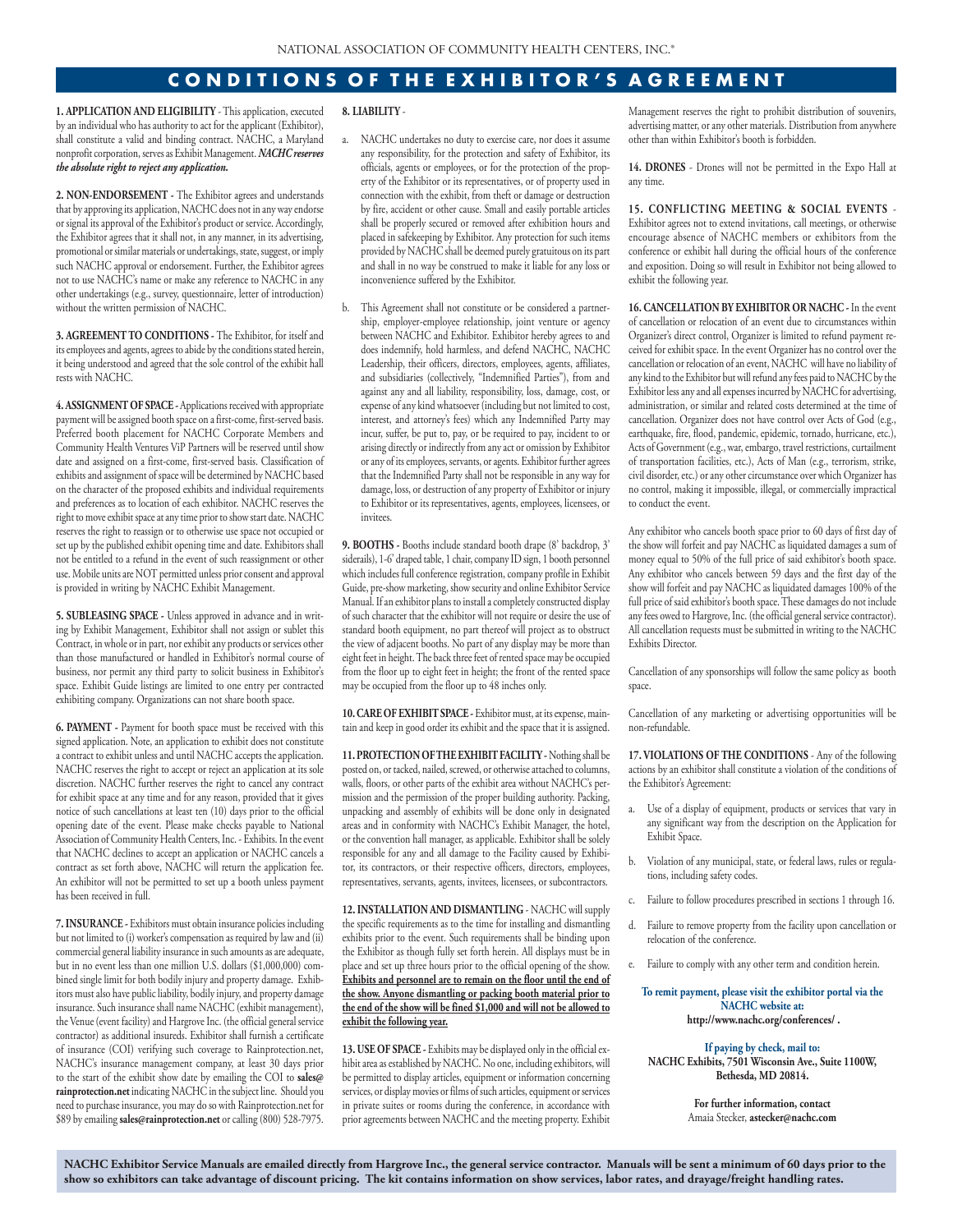NATIONAL ASSOCIATION OF COMMUNITY HEALTH CENTERS, INC.®

# CONDITIONS OF THE EXHIBITOR'S AGREEMENT

**1. APPLICATION AND ELIGIBILITY** - This application, executed by an individual who has authority to act for the applicant (Exhibitor), shall constitute a valid and binding contract. NACHC, a Maryland nonprofit corporation, serves as Exhibit Management. ***NACHC reserves the absolute right to reject any application.***

**2. NON-ENDORSEMENT** - The Exhibitor agrees and understands that by approving its application, NACHC does not in any way endorse or signal its approval of the Exhibitor's product or service. Accordingly, the Exhibitor agrees that it shall not, in any manner, in its advertising, promotional or similar materials or undertakings, state, suggest, or imply such NACHC approval or endorsement. Further, the Exhibitor agrees not to use NACHC's name or make any reference to NACHC in any other undertakings (e.g., survey, questionnaire, letter of introduction) without the written permission of NACHC.

**3. AGREEMENT TO CONDITIONS** - The Exhibitor, for itself and its employees and agents, agrees to abide by the conditions stated herein, it being understood and agreed that the sole control of the exhibit hall rests with NACHC.

**4. ASSIGNMENT OF SPACE** - Applications received with appropriate payment will be assigned booth space on a first-come, first-served basis. Preferred booth placement for NACHC Corporate Members and Community Health Ventures ViP Partners will be reserved until show date and assigned on a first-come, first-served basis. Classification of exhibits and assignment of space will be determined by NACHC based on the character of the proposed exhibits and individual requirements and preferences as to location of each exhibitor. NACHC reserves the right to move exhibit space at any time prior to show start date. NACHC reserves the right to reassign or to otherwise use space not occupied or set up by the published exhibit opening time and date. Exhibitors shall not be entitled to a refund in the event of such reassignment or other use. Mobile units are NOT permitted unless prior consent and approval is provided in writing by NACHC Exhibit Management.

**5. SUBLEASING SPACE** - Unless approved in advance and in writing by Exhibit Management, Exhibitor shall not assign or sublet this Contract, in whole or in part, nor exhibit any products or services other than those manufactured or handled in Exhibitor's normal course of business, nor permit any third party to solicit business in Exhibitor's space. Exhibit Guide listings are limited to one entry per contracted exhibiting company. Organizations can not share booth space.

**6. PAYMENT** - Payment for booth space must be received with this signed application. Note, an application to exhibit does not constitute a contract to exhibit unless and until NACHC accepts the application. NACHC reserves the right to accept or reject an application at its sole discretion. NACHC further reserves the right to cancel any contract for exhibit space at any time and for any reason, provided that it gives notice of such cancellations at least ten (10) days prior to the official opening date of the event. Please make checks payable to National Association of Community Health Centers, Inc. - Exhibits. In the event that NACHC declines to accept an application or NACHC cancels a contract as set forth above, NACHC will return the application fee. An exhibitor will not be permitted to set up a booth unless payment has been received in full.

**7. INSURANCE** - Exhibitors must obtain insurance policies including but not limited to (i) worker's compensation as required by law and (ii) commercial general liability insurance in such amounts as are adequate, but in no event less than one million U.S. dollars ($1,000,000) combined single limit for both bodily injury and property damage. Exhibitors must also have public liability, bodily injury, and property damage insurance. Such insurance shall name NACHC (exhibit management), the Venue (event facility) and Hargrove Inc. (the official general service contractor) as additional insureds. Exhibitor shall furnish a certificate of insurance (COI) verifying such coverage to Rainprotection.net, NACHC's insurance management company, at least 30 days prior to the start of the exhibit show date by emailing the COI to **sales@rainprotection.net** indicating NACHC in the subject line. Should you need to purchase insurance, you may do so with Rainprotection.net for $89 by emailing **sales@rainprotection.net** or calling (800) 528-7975.

**8. LIABILITY** -

a. NACHC undertakes no duty to exercise care, nor does it assume any responsibility, for the protection and safety of Exhibitor, its officials, agents or employees, or for the protection of the property of the Exhibitor or its representatives, or of property used in connection with the exhibit, from theft or damage or destruction by fire, accident or other cause. Small and easily portable articles shall be properly secured or removed after exhibition hours and placed in safekeeping by Exhibitor. Any protection for such items provided by NACHC shall be deemed purely gratuitous on its part and shall in no way be construed to make it liable for any loss or inconvenience suffered by the Exhibitor.

b. This Agreement shall not constitute or be considered a partnership, employer-employee relationship, joint venture or agency between NACHC and Exhibitor. Exhibitor hereby agrees to and does indemnify, hold harmless, and defend NACHC, NACHC Leadership, their officers, directors, employees, agents, affiliates, and subsidiaries (collectively, "Indemnified Parties"), from and against any and all liability, responsibility, loss, damage, cost, or expense of any kind whatsoever (including but not limited to cost, interest, and attorney's fees) which any Indemnified Party may incur, suffer, be put to, pay, or be required to pay, incident to or arising directly or indirectly from any act or omission by Exhibitor or any of its employees, servants, or agents. Exhibitor further agrees that the Indemnified Party shall not be responsible in any way for damage, loss, or destruction of any property of Exhibitor or injury to Exhibitor or its representatives, agents, employees, licensees, or invitees.

**9. BOOTHS** - Booths include standard booth drape (8' backdrop, 3' siderails), 1-6' draped table, 1 chair, company ID sign, 1 booth personnel which includes full conference registration, company profile in Exhibit Guide, pre-show marketing, show security and online Exhibitor Service Manual. If an exhibitor plans to install a completely constructed display of such character that the exhibitor will not require or desire the use of standard booth equipment, no part thereof will project as to obstruct the view of adjacent booths. No part of any display may be more than eight feet in height. The back three feet of rented space may be occupied from the floor up to eight feet in height; the front of the rented space may be occupied from the floor up to 48 inches only.

**10. CARE OF EXHIBIT SPACE** - Exhibitor must, at its expense, maintain and keep in good order its exhibit and the space that it is assigned.

**11. PROTECTION OF THE EXHIBIT FACILITY** - Nothing shall be posted on, or tacked, nailed, screwed, or otherwise attached to columns, walls, floors, or other parts of the exhibit area without NACHC's permission and the permission of the proper building authority. Packing, unpacking and assembly of exhibits will be done only in designated areas and in conformity with NACHC's Exhibit Manager, the hotel, or the convention hall manager, as applicable. Exhibitor shall be solely responsible for any and all damage to the Facility caused by Exhibitor, its contractors, or their respective officers, directors, employees, representatives, servants, agents, invitees, licensees, or subcontractors.

**12. INSTALLATION AND DISMANTLING** - NACHC will supply the specific requirements as to the time for installing and dismantling exhibits prior to the event. Such requirements shall be binding upon the Exhibitor as though fully set forth herein. All displays must be in place and set up three hours prior to the official opening of the show. **<u>Exhibits and personnel are to remain on the floor until the end of the show. Anyone dismantling or packing booth material prior to the end of the show will be fined $1,000 and will not be allowed to exhibit the following year.</u>**

**13. USE OF SPACE** - Exhibits may be displayed only in the official exhibit area as established by NACHC. No one, including exhibitors, will be permitted to display articles, equipment or information concerning services, or display movies or films of such articles, equipment or services in private suites or rooms during the conference, in accordance with prior agreements between NACHC and the meeting property. Exhibit Management reserves the right to prohibit distribution of souvenirs, advertising matter, or any other materials. Distribution from anywhere other than within Exhibitor's booth is forbidden.

**14. DRONES** - Drones will not be permitted in the Expo Hall at any time.

**15. CONFLICTING MEETING & SOCIAL EVENTS** - Exhibitor agrees not to extend invitations, call meetings, or otherwise encourage absence of NACHC members or exhibitors from the conference or exhibit hall during the official hours of the conference and exposition. Doing so will result in Exhibitor not being allowed to exhibit the following year.

**16. CANCELLATION BY EXHIBITOR OR NACHC** - In the event of cancellation or relocation of an event due to circumstances within Organizer's direct control, Organizer is limited to refund payment received for exhibit space. In the event Organizer has no control over the cancellation or relocation of an event, NACHC will have no liability of any kind to the Exhibitor but will refund any fees paid to NACHC by the Exhibitor less any and all expenses incurred by NACHC for advertising, administration, or similar and related costs determined at the time of cancellation. Organizer does not have control over Acts of God (e.g., earthquake, fire, flood, pandemic, epidemic, tornado, hurricane, etc.), Acts of Government (e.g., war, embargo, travel restrictions, curtailment of transportation facilities, etc.), Acts of Man (e.g., terrorism, strike, civil disorder, etc.) or any other circumstance over which Organizer has no control, making it impossible, illegal, or commercially impractical to conduct the event.

Any exhibitor who cancels booth space prior to 60 days of first day of the show will forfeit and pay NACHC as liquidated damages a sum of money equal to 50% of the full price of said exhibitor's booth space. Any exhibitor who cancels between 59 days and the first day of the show will forfeit and pay NACHC as liquidated damages 100% of the full price of said exhibitor's booth space. These damages do not include any fees owed to Hargrove, Inc. (the official general service contractor). All cancellation requests must be submitted in writing to the NACHC Exhibits Director.

Cancellation of any sponsorships will follow the same policy as booth space.

Cancellation of any marketing or advertising opportunities will be non-refundable.

**17. VIOLATIONS OF THE CONDITIONS** - Any of the following actions by an exhibitor shall constitute a violation of the conditions of the Exhibitor's Agreement:

a. Use of a display of equipment, products or services that vary in any significant way from the description on the Application for Exhibit Space.

b. Violation of any municipal, state, or federal laws, rules or regulations, including safety codes.

c. Failure to follow procedures prescribed in sections 1 through 16.

d. Failure to remove property from the facility upon cancellation or relocation of the conference.

e. Failure to comply with any other term and condition herein.

**To remit payment, please visit the exhibitor portal via the NACHC website at:**
**http://www.nachc.org/conferences/ .**

**If paying by check, mail to:**
**NACHC Exhibits, 7501 Wisconsin Ave., Suite 1100W, Bethesda, MD 20814.**

**For further information, contact**
Amaia Stecker, **astecker@nachc.com**

**NACHC Exhibitor Service Manuals are emailed directly from Hargrove Inc., the general service contractor. Manuals will be sent a minimum of 60 days prior to the show so exhibitors can take advantage of discount pricing. The kit contains information on show services, labor rates, and drayage/freight handling rates.**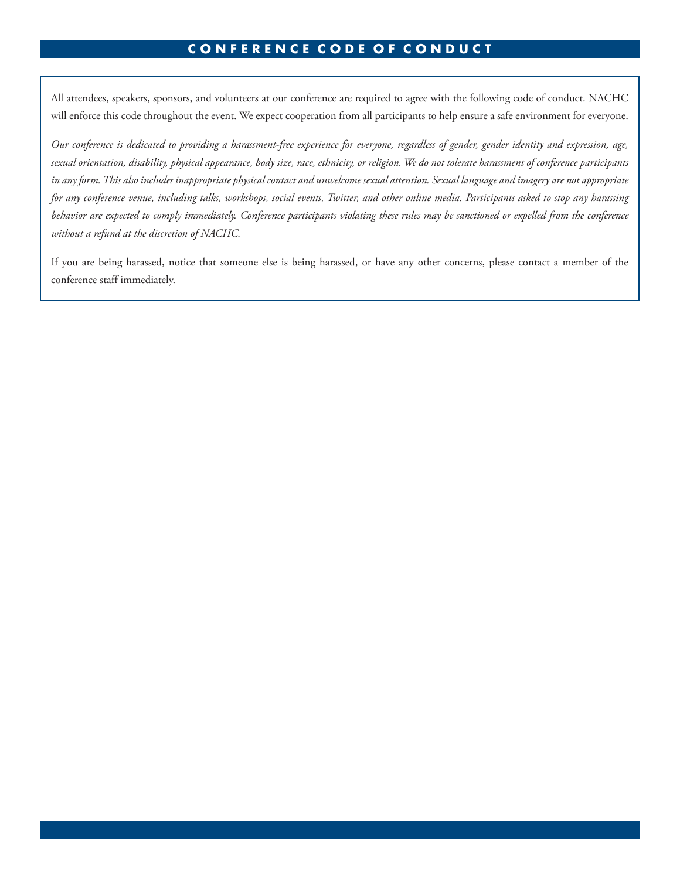## CONFERENCE CODE OF CONDUCT

All attendees, speakers, sponsors, and volunteers at our conference are required to agree with the following code of conduct. NACHC will enforce this code throughout the event. We expect cooperation from all participants to help ensure a safe environment for everyone.

*Our conference is dedicated to providing a harassment-free experience for everyone, regardless of gender, gender identity and expression, age, sexual orientation, disability, physical appearance, body size, race, ethnicity, or religion. We do not tolerate harassment of conference participants in any form. This also includes inappropriate physical contact and unwelcome sexual attention. Sexual language and imagery are not appropriate for any conference venue, including talks, workshops, social events, Twitter, and other online media. Participants asked to stop any harassing behavior are expected to comply immediately. Conference participants violating these rules may be sanctioned or expelled from the conference without a refund at the discretion of NACHC.*

If you are being harassed, notice that someone else is being harassed, or have any other concerns, please contact a member of the conference staff immediately.